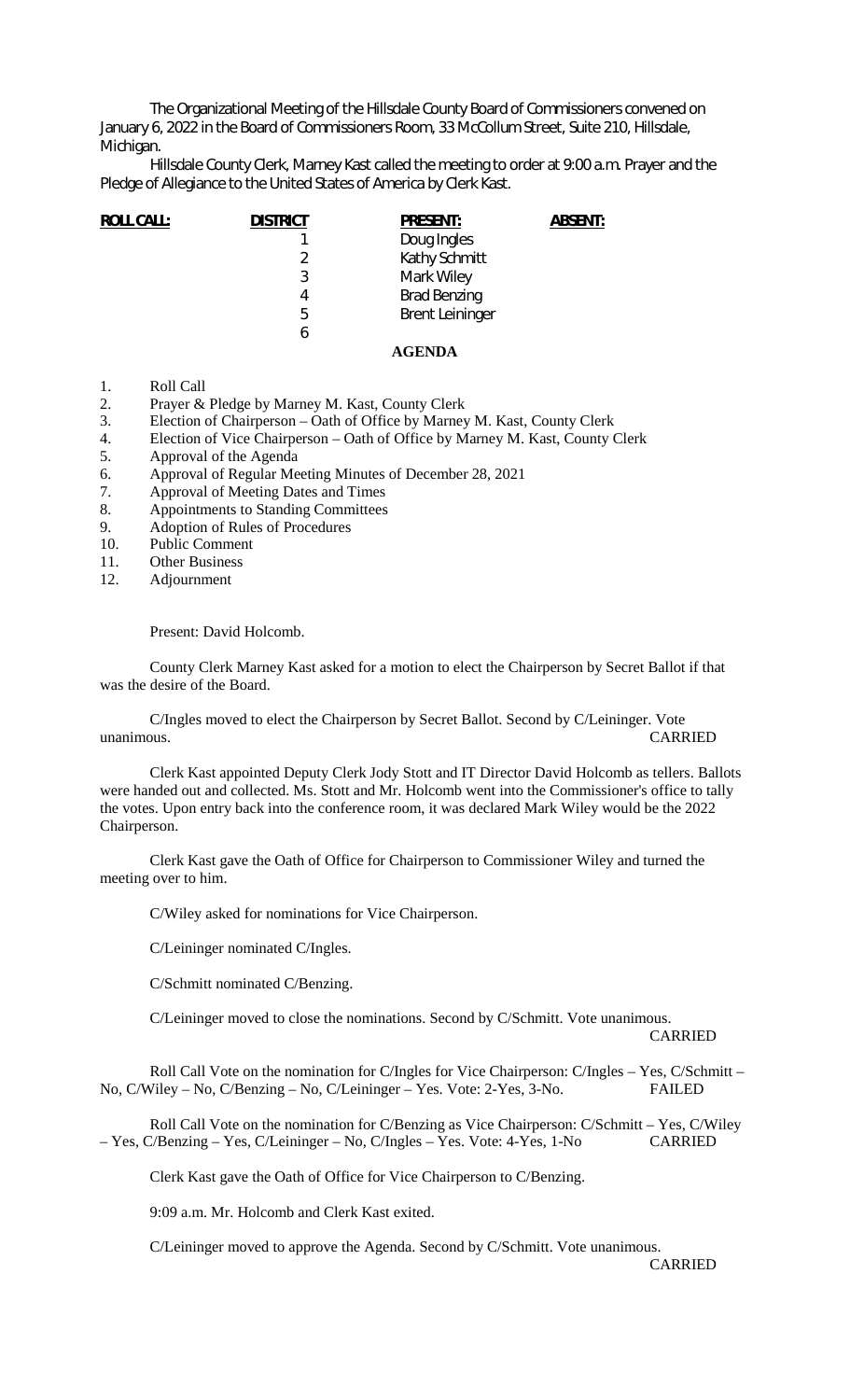The Organizational Meeting of the Hillsdale County Board of Commissioners convened on January 6, 2022 in the Board of Commissioners Room, 33 McCollum Street, Suite 210, Hillsdale, Michigan.

Hillsdale County Clerk, Marney Kast called the meeting to order at 9:00 a.m. Prayer and the Pledge of Allegiance to the United States of America by Clerk Kast.

| ROLL CALL: | DISTRICT | PRESENT: | ABSENT: |
|---|---|---|---|
| | 1 | Doug Ingles | |
| | 2 | Kathy Schmitt | |
| | 3 | Mark Wiley | |
| | 4 | Brad Benzing | |
| | 5 | Brent Leininger | |
| | 6 | | |

**AGENDA**

1. Roll Call
2. Prayer & Pledge by Marney M. Kast, County Clerk
3. Election of Chairperson – Oath of Office by Marney M. Kast, County Clerk
4. Election of Vice Chairperson – Oath of Office by Marney M. Kast, County Clerk
5. Approval of the Agenda
6. Approval of Regular Meeting Minutes of December 28, 2021
7. Approval of Meeting Dates and Times
8. Appointments to Standing Committees
9. Adoption of Rules of Procedures
10. Public Comment
11. Other Business
12. Adjournment

Present: David Holcomb.

County Clerk Marney Kast asked for a motion to elect the Chairperson by Secret Ballot if that was the desire of the Board.

C/Ingles moved to elect the Chairperson by Secret Ballot. Second by C/Leininger. Vote unanimous. CARRIED

Clerk Kast appointed Deputy Clerk Jody Stott and IT Director David Holcomb as tellers. Ballots were handed out and collected. Ms. Stott and Mr. Holcomb went into the Commissioner's office to tally the votes. Upon entry back into the conference room, it was declared Mark Wiley would be the 2022 Chairperson.

Clerk Kast gave the Oath of Office for Chairperson to Commissioner Wiley and turned the meeting over to him.

C/Wiley asked for nominations for Vice Chairperson.

C/Leininger nominated C/Ingles.

C/Schmitt nominated C/Benzing.

C/Leininger moved to close the nominations. Second by C/Schmitt. Vote unanimous. CARRIED

Roll Call Vote on the nomination for C/Ingles for Vice Chairperson: C/Ingles – Yes, C/Schmitt – No, C/Wiley – No, C/Benzing – No, C/Leininger – Yes. Vote: 2-Yes, 3-No. FAILED

Roll Call Vote on the nomination for C/Benzing as Vice Chairperson: C/Schmitt – Yes, C/Wiley – Yes, C/Benzing – Yes, C/Leininger – No, C/Ingles – Yes. Vote: 4-Yes, 1-No CARRIED

Clerk Kast gave the Oath of Office for Vice Chairperson to C/Benzing.

9:09 a.m. Mr. Holcomb and Clerk Kast exited.

C/Leininger moved to approve the Agenda. Second by C/Schmitt. Vote unanimous. CARRIED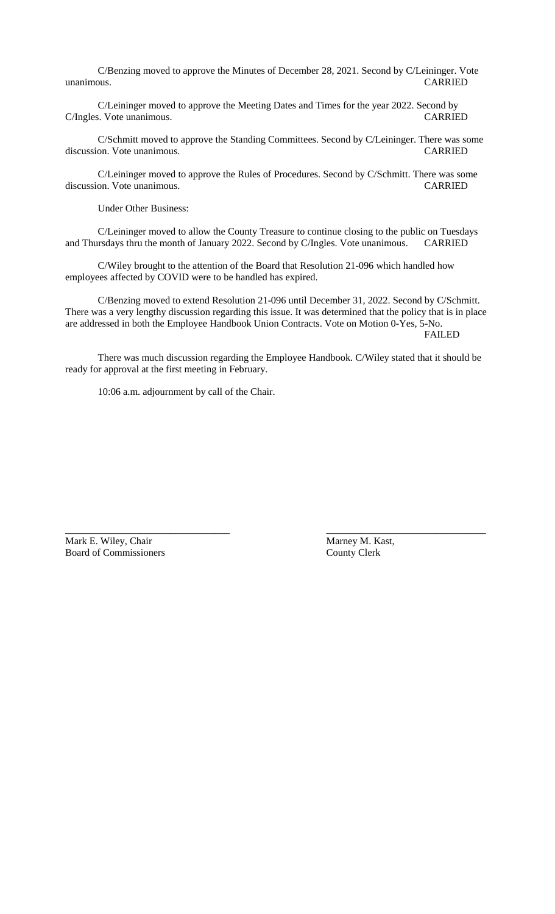C/Benzing moved to approve the Minutes of December 28, 2021. Second by C/Leininger. Vote unanimous. CARRIED

C/Leininger moved to approve the Meeting Dates and Times for the year 2022. Second by C/Ingles. Vote unanimous. CARRIED

C/Schmitt moved to approve the Standing Committees. Second by C/Leininger. There was some discussion. Vote unanimous. CARRIED

C/Leininger moved to approve the Rules of Procedures. Second by C/Schmitt. There was some discussion. Vote unanimous. CARRIED

Under Other Business:

C/Leininger moved to allow the County Treasure to continue closing to the public on Tuesdays and Thursdays thru the month of January 2022. Second by C/Ingles. Vote unanimous. CARRIED

C/Wiley brought to the attention of the Board that Resolution 21-096 which handled how employees affected by COVID were to be handled has expired.

C/Benzing moved to extend Resolution 21-096 until December 31, 2022. Second by C/Schmitt. There was a very lengthy discussion regarding this issue. It was determined that the policy that is in place are addressed in both the Employee Handbook Union Contracts. Vote on Motion 0-Yes, 5-No. FAILED

There was much discussion regarding the Employee Handbook. C/Wiley stated that it should be ready for approval at the first meeting in February.

10:06 a.m. adjournment by call of the Chair.

\_\_\_\_\_\_\_\_\_\_\_\_\_\_\_\_\_\_\_\_\_\_\_\_\_\_\_\_\_\_\_\_\_\_
Mark E. Wiley, Chair
Board of Commissioners

\_\_\_\_\_\_\_\_\_\_\_\_\_\_\_\_\_\_\_\_\_\_\_\_\_\_\_\_\_\_\_\_\_\_
Marney M. Kast,
County Clerk